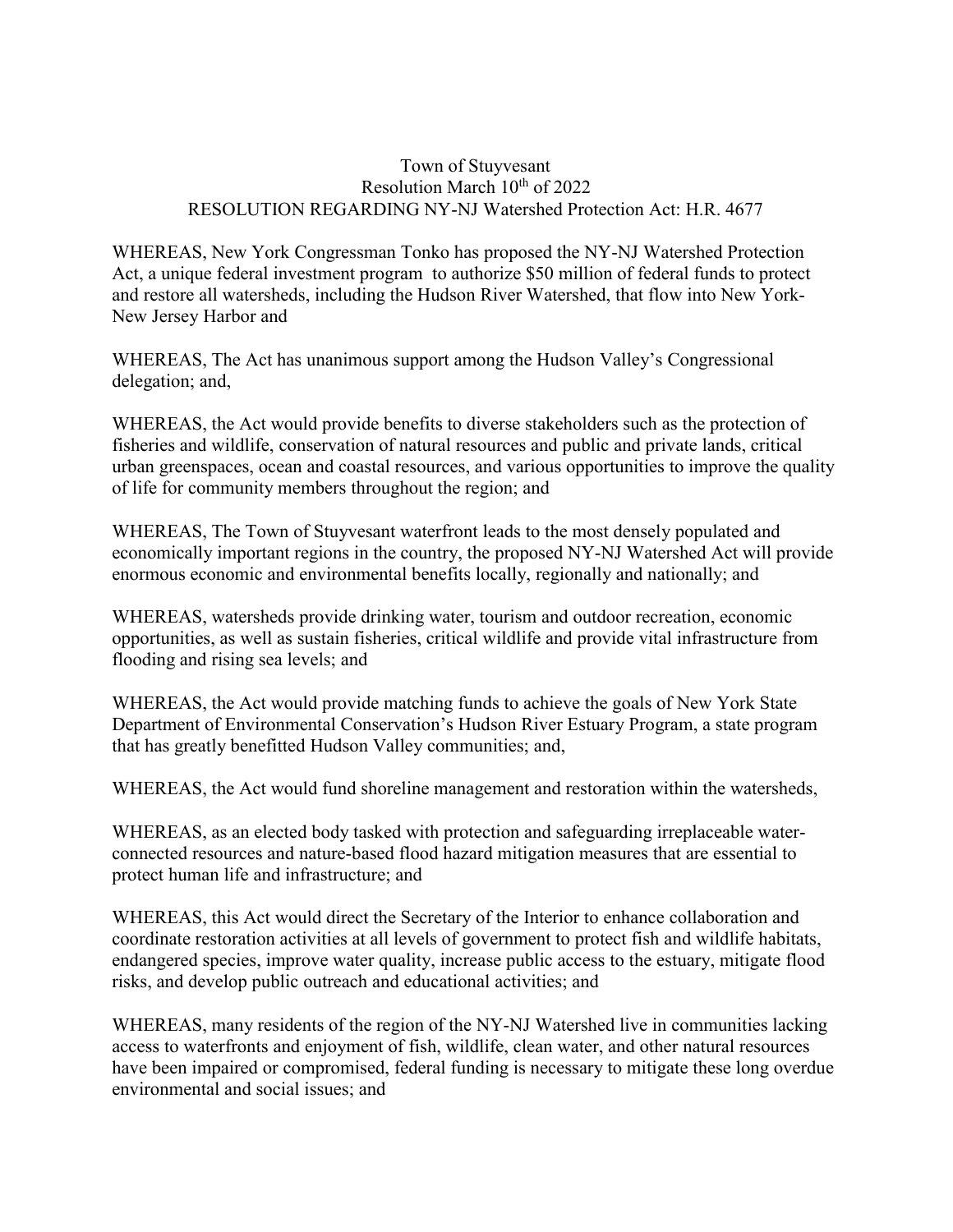Town of Stuyvesant
Resolution March 10th of 2022
RESOLUTION REGARDING NY-NJ Watershed Protection Act: H.R. 4677

WHEREAS, New York Congressman Tonko has proposed the NY-NJ Watershed Protection Act, a unique federal investment program to authorize $50 million of federal funds to protect and restore all watersheds, including the Hudson River Watershed, that flow into New York-New Jersey Harbor and

WHEREAS, The Act has unanimous support among the Hudson Valley's Congressional delegation; and,

WHEREAS, the Act would provide benefits to diverse stakeholders such as the protection of fisheries and wildlife, conservation of natural resources and public and private lands, critical urban greenspaces, ocean and coastal resources, and various opportunities to improve the quality of life for community members throughout the region; and

WHEREAS, The Town of Stuyvesant waterfront leads to the most densely populated and economically important regions in the country, the proposed NY-NJ Watershed Act will provide enormous economic and environmental benefits locally, regionally and nationally; and

WHEREAS, watersheds provide drinking water, tourism and outdoor recreation, economic opportunities, as well as sustain fisheries, critical wildlife and provide vital infrastructure from flooding and rising sea levels; and

WHEREAS, the Act would provide matching funds to achieve the goals of New York State Department of Environmental Conservation's Hudson River Estuary Program, a state program that has greatly benefitted Hudson Valley communities; and,

WHEREAS, the Act would fund shoreline management and restoration within the watersheds,

WHEREAS, as an elected body tasked with protection and safeguarding irreplaceable water-connected resources and nature-based flood hazard mitigation measures that are essential to protect human life and infrastructure; and

WHEREAS, this Act would direct the Secretary of the Interior to enhance collaboration and coordinate restoration activities at all levels of government to protect fish and wildlife habitats, endangered species, improve water quality, increase public access to the estuary, mitigate flood risks, and develop public outreach and educational activities; and

WHEREAS, many residents of the region of the NY-NJ Watershed live in communities lacking access to waterfronts and enjoyment of fish, wildlife, clean water, and other natural resources have been impaired or compromised, federal funding is necessary to mitigate these long overdue environmental and social issues; and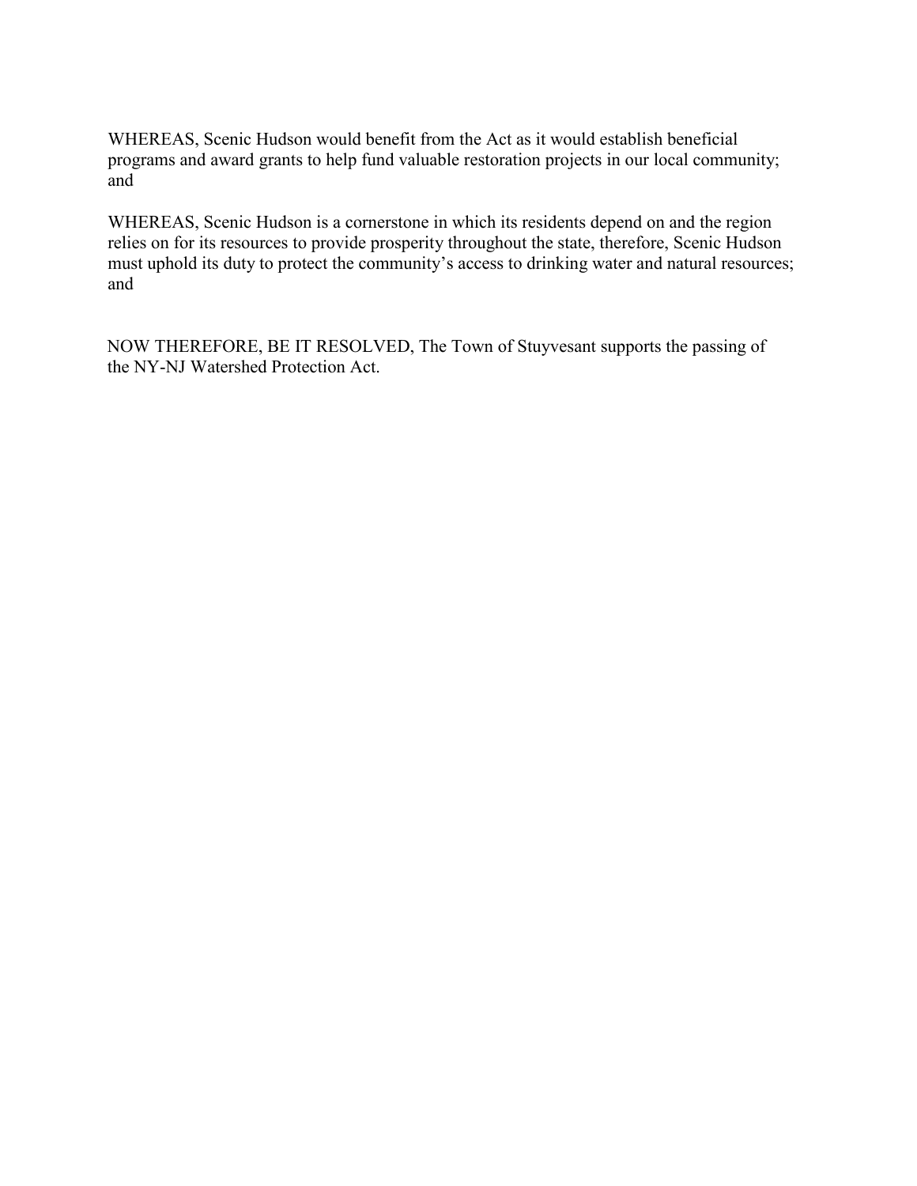WHEREAS, Scenic Hudson would benefit from the Act as it would establish beneficial programs and award grants to help fund valuable restoration projects in our local community; and

WHEREAS, Scenic Hudson is a cornerstone in which its residents depend on and the region relies on for its resources to provide prosperity throughout the state, therefore, Scenic Hudson must uphold its duty to protect the community's access to drinking water and natural resources; and

NOW THEREFORE, BE IT RESOLVED, The Town of Stuyvesant supports the passing of the NY-NJ Watershed Protection Act.